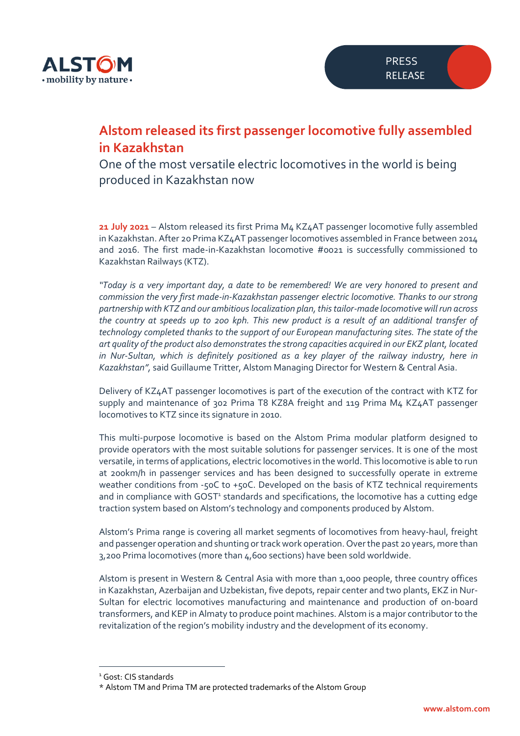# Alstom released its first passenger locomotive fully assembled in Kazakhstan

One of the most versatile electric locomotives in the world is being produced in Kazakhstan now

**21 July 2021** – Alstom released its first Prima M4 KZ4AT passenger locomotive fully assembled in Kazakhstan. After 20 Prima KZ4AT passenger locomotives assembled in France between 2014 and 2016. The first made-in-Kazakhstan locomotive #0021 is successfully commissioned to Kazakhstan Railways (KTZ).

*"Today is a very important day, a date to be remembered! We are very honored to present and commission the very first made-in-Kazakhstan passenger electric locomotive. Thanks to our strong partnership with KTZ and our ambitious localization plan, this tailor-made locomotive will run across the country at speeds up to 200 kph. This new product is a result of an additional transfer of technology completed thanks to the support of our European manufacturing sites. The state of the art quality of the product also demonstrates the strong capacities acquired in our EKZ plant, located in Nur-Sultan, which is definitely positioned as a key player of the railway industry, here in Kazakhstan"*, said Guillaume Tritter, Alstom Managing Director for Western & Central Asia.

Delivery of KZ4AT passenger locomotives is part of the execution of the contract with KTZ for supply and maintenance of 302 Prima T8 KZ8A freight and 119 Prima M4 KZ4AT passenger locomotives to KTZ since its signature in 2010.

This multi-purpose locomotive is based on the Alstom Prima modular platform designed to provide operators with the most suitable solutions for passenger services. It is one of the most versatile, in terms of applications, electric locomotives in the world. This locomotive is able to run at 200km/h in passenger services and has been designed to successfully operate in extreme weather conditions from -50C to +50C. Developed on the basis of KTZ technical requirements and in compliance with GOST[1] standards and specifications, the locomotive has a cutting edge traction system based on Alstom's technology and components produced by Alstom.

Alstom's Prima range is covering all market segments of locomotives from heavy-haul, freight and passenger operation and shunting or track work operation. Over the past 20 years, more than 3,200 Prima locomotives (more than 4,600 sections) have been sold worldwide.

Alstom is present in Western & Central Asia with more than 1,000 people, three country offices in Kazakhstan, Azerbaijan and Uzbekistan, five depots, repair center and two plants, EKZ in Nur-Sultan for electric locomotives manufacturing and maintenance and production of on-board transformers, and KEP in Almaty to produce point machines. Alstom is a major contributor to the revitalization of the region's mobility industry and the development of its economy.

---

[1] Gost: CIS standards

* Alstom TM and Prima TM are protected trademarks of the Alstom Group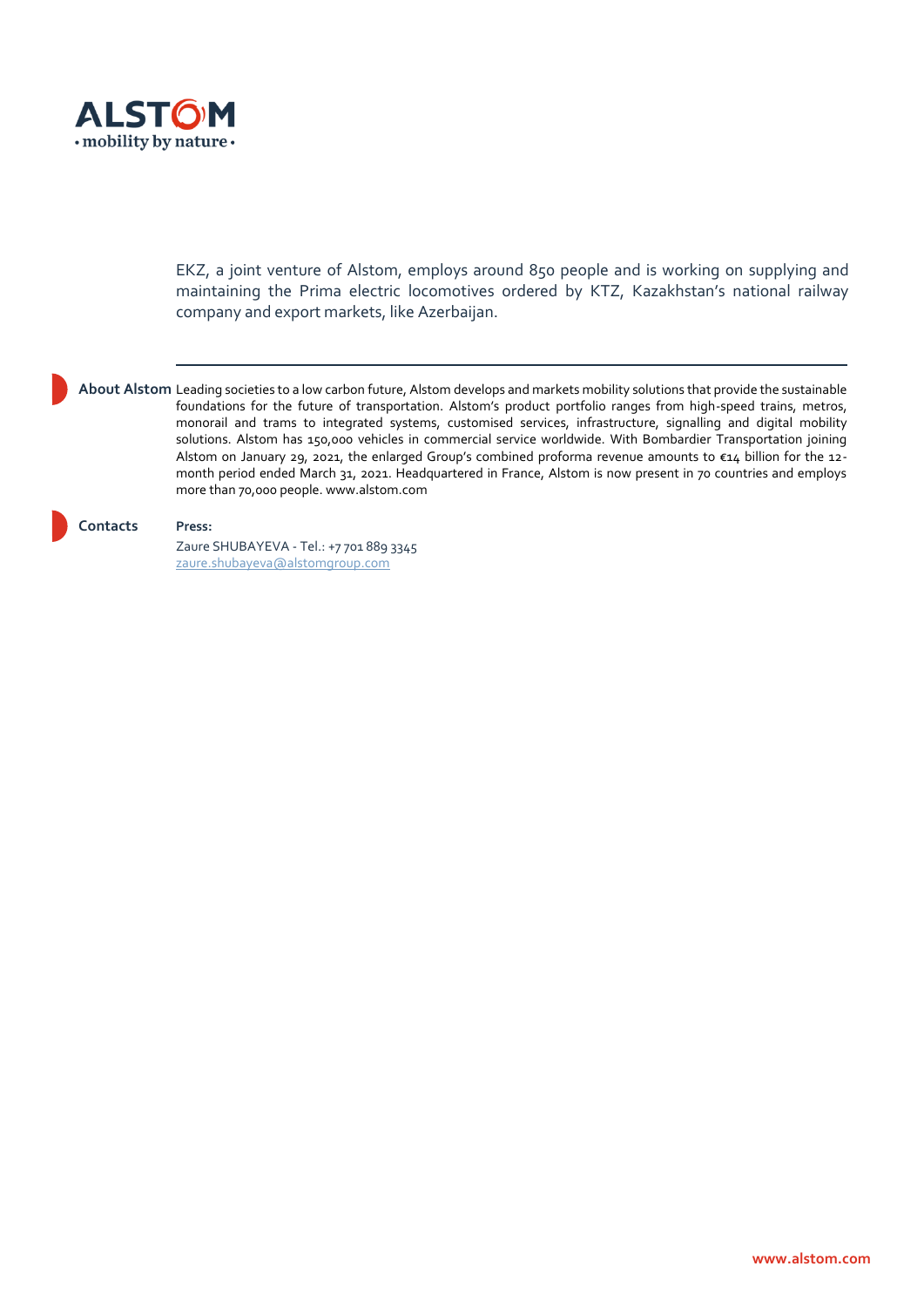EKZ, a joint venture of Alstom, employs around 850 people and is working on supplying and maintaining the Prima electric locomotives ordered by KTZ, Kazakhstan's national railway company and export markets, like Azerbaijan.

---

**About Alstom** Leading societies to a low carbon future, Alstom develops and markets mobility solutions that provide the sustainable foundations for the future of transportation. Alstom's product portfolio ranges from high-speed trains, metros, monorail and trams to integrated systems, customised services, infrastructure, signalling and digital mobility solutions. Alstom has 150,000 vehicles in commercial service worldwide. With Bombardier Transportation joining Alstom on January 29, 2021, the enlarged Group's combined proforma revenue amounts to €14 billion for the 12-month period ended March 31, 2021. Headquartered in France, Alstom is now present in 70 countries and employs more than 70,000 people. www.alstom.com

**Contacts**

**Press:**

Zaure SHUBAYEVA - Tel.: +7 701 889 3345
zaure.shubayeva@alstomgroup.com